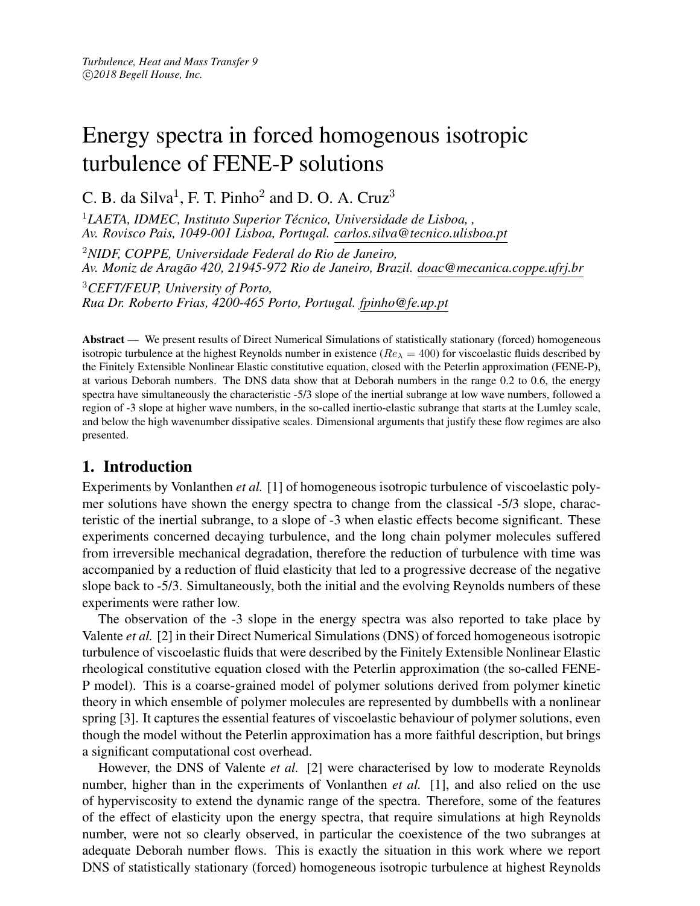# Energy spectra in forced homogenous isotropic turbulence of FENE-P solutions

C. B. da Silva[1], F. T. Pinho[2] and D. O. A. Cruz[3]

[1]*LAETA, IDMEC, Instituto Superior Técnico, Universidade de Lisboa, , Av. Rovisco Pais, 1049-001 Lisboa, Portugal.* carlos.silva@tecnico.ulisboa.pt

[2]*NIDF, COPPE, Universidade Federal do Rio de Janeiro, Av. Moniz de Aragão 420, 21945-972 Rio de Janeiro, Brazil.* doac@mecanica.coppe.ufrj.br

[3]*CEFT/FEUP, University of Porto, Rua Dr. Roberto Frias, 4200-465 Porto, Portugal.* fpinho@fe.up.pt

**Abstract** — We present results of Direct Numerical Simulations of statistically stationary (forced) homogeneous isotropic turbulence at the highest Reynolds number in existence ($Re_\lambda = 400$) for viscoelastic fluids described by the Finitely Extensible Nonlinear Elastic constitutive equation, closed with the Peterlin approximation (FENE-P), at various Deborah numbers. The DNS data show that at Deborah numbers in the range 0.2 to 0.6, the energy spectra have simultaneously the characteristic -5/3 slope of the inertial subrange at low wave numbers, followed a region of -3 slope at higher wave numbers, in the so-called inertio-elastic subrange that starts at the Lumley scale, and below the high wavenumber dissipative scales. Dimensional arguments that justify these flow regimes are also presented.

## 1. Introduction

Experiments by Vonlanthen *et al.* [1] of homogeneous isotropic turbulence of viscoelastic polymer solutions have shown the energy spectra to change from the classical -5/3 slope, characteristic of the inertial subrange, to a slope of -3 when elastic effects become significant. These experiments concerned decaying turbulence, and the long chain polymer molecules suffered from irreversible mechanical degradation, therefore the reduction of turbulence with time was accompanied by a reduction of fluid elasticity that led to a progressive decrease of the negative slope back to -5/3. Simultaneously, both the initial and the evolving Reynolds numbers of these experiments were rather low.

The observation of the -3 slope in the energy spectra was also reported to take place by Valente *et al.* [2] in their Direct Numerical Simulations (DNS) of forced homogeneous isotropic turbulence of viscoelastic fluids that were described by the Finitely Extensible Nonlinear Elastic rheological constitutive equation closed with the Peterlin approximation (the so-called FENE-P model). This is a coarse-grained model of polymer solutions derived from polymer kinetic theory in which ensemble of polymer molecules are represented by dumbbells with a nonlinear spring [3]. It captures the essential features of viscoelastic behaviour of polymer solutions, even though the model without the Peterlin approximation has a more faithful description, but brings a significant computational cost overhead.

However, the DNS of Valente *et al.* [2] were characterised by low to moderate Reynolds number, higher than in the experiments of Vonlanthen *et al.* [1], and also relied on the use of hyperviscosity to extend the dynamic range of the spectra. Therefore, some of the features of the effect of elasticity upon the energy spectra, that require simulations at high Reynolds number, were not so clearly observed, in particular the coexistence of the two subranges at adequate Deborah number flows. This is exactly the situation in this work where we report DNS of statistically stationary (forced) homogeneous isotropic turbulence at highest Reynolds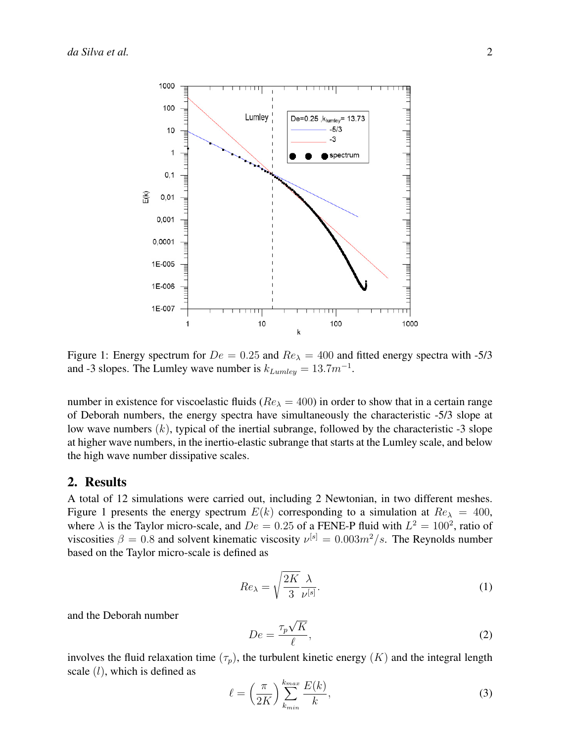Figure 1: Energy spectrum for $De = 0.25$ and $Re_\lambda = 400$ and fitted energy spectra with -5/3 and -3 slopes. The Lumley wave number is $k_{Lumley} = 13.7m^{-1}$.

number in existence for viscoelastic fluids ($Re_\lambda = 400$) in order to show that in a certain range of Deborah numbers, the energy spectra have simultaneously the characteristic -5/3 slope at low wave numbers ($k$), typical of the inertial subrange, followed by the characteristic -3 slope at higher wave numbers, in the inertio-elastic subrange that starts at the Lumley scale, and below the high wave number dissipative scales.

## 2. Results

A total of 12 simulations were carried out, including 2 Newtonian, in two different meshes. Figure 1 presents the energy spectrum $E(k)$ corresponding to a simulation at $Re_\lambda = 400$, where $\lambda$ is the Taylor micro-scale, and $De = 0.25$ of a FENE-P fluid with $L^2 = 100^2$, ratio of viscosities $\beta = 0.8$ and solvent kinematic viscosity $\nu^{[s]} = 0.003m^2/s$. The Reynolds number based on the Taylor micro-scale is defined as

$$Re_\lambda = \sqrt{\frac{2K}{3}} \frac{\lambda}{\nu^{[s]}}. \tag{1}$$

and the Deborah number

$$De = \frac{\tau_p \sqrt{K}}{\ell}, \tag{2}$$

involves the fluid relaxation time ($\tau_p$), the turbulent kinetic energy ($K$) and the integral length scale ($l$), which is defined as

$$\ell = \left(\frac{\pi}{2K}\right) \sum_{k_{min}}^{k_{max}} \frac{E(k)}{k}, \tag{3}$$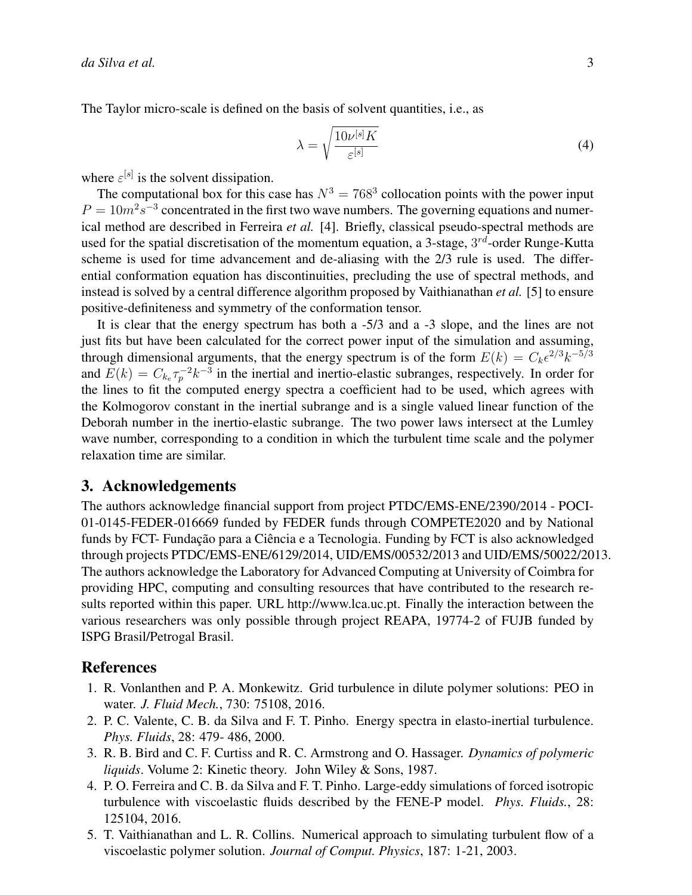The Taylor micro-scale is defined on the basis of solvent quantities, i.e., as

$$\lambda = \sqrt{\frac{10\nu^{[s]}K}{\varepsilon^{[s]}}} \tag{4}$$

where $\varepsilon^{[s]}$ is the solvent dissipation.

The computational box for this case has $N^3 = 768^3$ collocation points with the power input $P = 10m^2s^{-3}$ concentrated in the first two wave numbers. The governing equations and numerical method are described in Ferreira *et al.* [4]. Briefly, classical pseudo-spectral methods are used for the spatial discretisation of the momentum equation, a 3-stage, $3^{rd}$-order Runge-Kutta scheme is used for time advancement and de-aliasing with the 2/3 rule is used. The differential conformation equation has discontinuities, precluding the use of spectral methods, and instead is solved by a central difference algorithm proposed by Vaithianathan *et al.* [5] to ensure positive-definiteness and symmetry of the conformation tensor.

It is clear that the energy spectrum has both a -5/3 and a -3 slope, and the lines are not just fits but have been calculated for the correct power input of the simulation and assuming, through dimensional arguments, that the energy spectrum is of the form $E(k) = C_k\epsilon^{2/3}k^{-5/3}$ and $E(k) = C_{k_e}\tau_p^{-2}k^{-3}$ in the inertial and inertio-elastic subranges, respectively. In order for the lines to fit the computed energy spectra a coefficient had to be used, which agrees with the Kolmogorov constant in the inertial subrange and is a single valued linear function of the Deborah number in the inertio-elastic subrange. The two power laws intersect at the Lumley wave number, corresponding to a condition in which the turbulent time scale and the polymer relaxation time are similar.

## 3. Acknowledgements

The authors acknowledge financial support from project PTDC/EMS-ENE/2390/2014 - POCI-01-0145-FEDER-016669 funded by FEDER funds through COMPETE2020 and by National funds by FCT- Fundação para a Ciência e a Tecnologia. Funding by FCT is also acknowledged through projects PTDC/EMS-ENE/6129/2014, UID/EMS/00532/2013 and UID/EMS/50022/2013. The authors acknowledge the Laboratory for Advanced Computing at University of Coimbra for providing HPC, computing and consulting resources that have contributed to the research results reported within this paper. URL http://www.lca.uc.pt. Finally the interaction between the various researchers was only possible through project REAPA, 19774-2 of FUJB funded by ISPG Brasil/Petrogal Brasil.

## References

1. R. Vonlanthen and P. A. Monkewitz. Grid turbulence in dilute polymer solutions: PEO in water. *J. Fluid Mech.*, 730: 75108, 2016.
2. P. C. Valente, C. B. da Silva and F. T. Pinho. Energy spectra in elasto-inertial turbulence. *Phys. Fluids*, 28: 479- 486, 2000.
3. R. B. Bird and C. F. Curtiss and R. C. Armstrong and O. Hassager. *Dynamics of polymeric liquids*. Volume 2: Kinetic theory. John Wiley & Sons, 1987.
4. P. O. Ferreira and C. B. da Silva and F. T. Pinho. Large-eddy simulations of forced isotropic turbulence with viscoelastic fluids described by the FENE-P model. *Phys. Fluids.*, 28: 125104, 2016.
5. T. Vaithianathan and L. R. Collins. Numerical approach to simulating turbulent flow of a viscoelastic polymer solution. *Journal of Comput. Physics*, 187: 1-21, 2003.